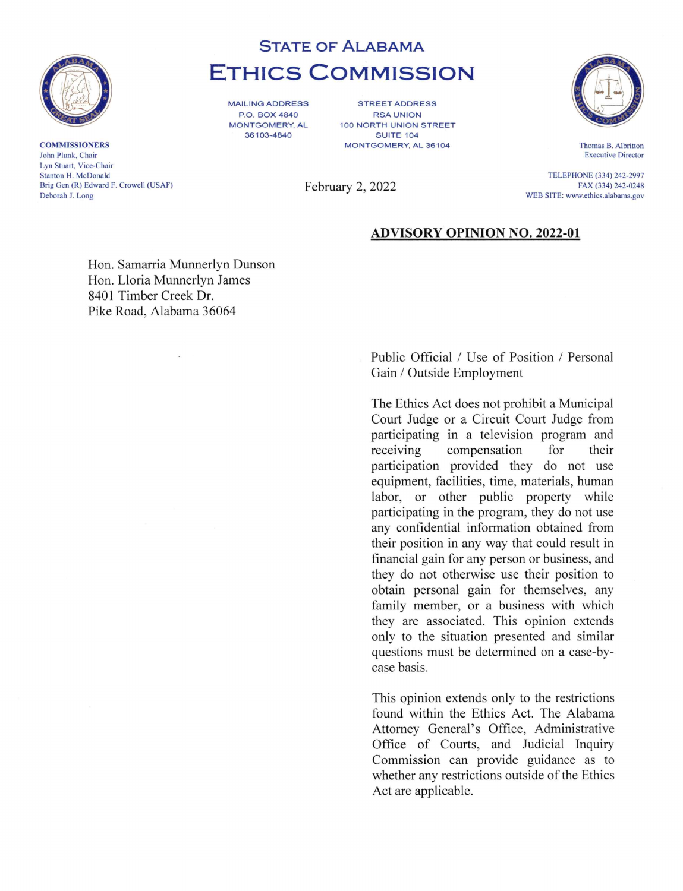# STATE OF ALABAMA
# ETHICS COMMISSION

MAILING ADDRESS
P.O. BOX 4840
MONTGOMERY, AL
36103-4840

STREET ADDRESS
RSA UNION
100 NORTH UNION STREET
SUITE 104
MONTGOMERY, AL 36104

**COMMISSIONERS**
John Plunk, Chair
Lyn Stuart, Vice-Chair
Stanton H. McDonald
Brig Gen (R) Edward F. Crowell (USAF)
Deborah J. Long

Thomas B. Albritton
Executive Director

TELEPHONE (334) 242-2997
FAX (334) 242-0248
WEB SITE: www.ethics.alabama.gov

February 2, 2022

**ADVISORY OPINION NO. 2022-01**

Hon. Samarria Munnerlyn Dunson
Hon. Lloria Munnerlyn James
8401 Timber Creek Dr.
Pike Road, Alabama 36064

Public Official / Use of Position / Personal Gain / Outside Employment

The Ethics Act does not prohibit a Municipal Court Judge or a Circuit Court Judge from participating in a television program and receiving compensation for their participation provided they do not use equipment, facilities, time, materials, human labor, or other public property while participating in the program, they do not use any confidential information obtained from their position in any way that could result in financial gain for any person or business, and they do not otherwise use their position to obtain personal gain for themselves, any family member, or a business with which they are associated. This opinion extends only to the situation presented and similar questions must be determined on a case-by-case basis.

This opinion extends only to the restrictions found within the Ethics Act. The Alabama Attorney General's Office, Administrative Office of Courts, and Judicial Inquiry Commission can provide guidance as to whether any restrictions outside of the Ethics Act are applicable.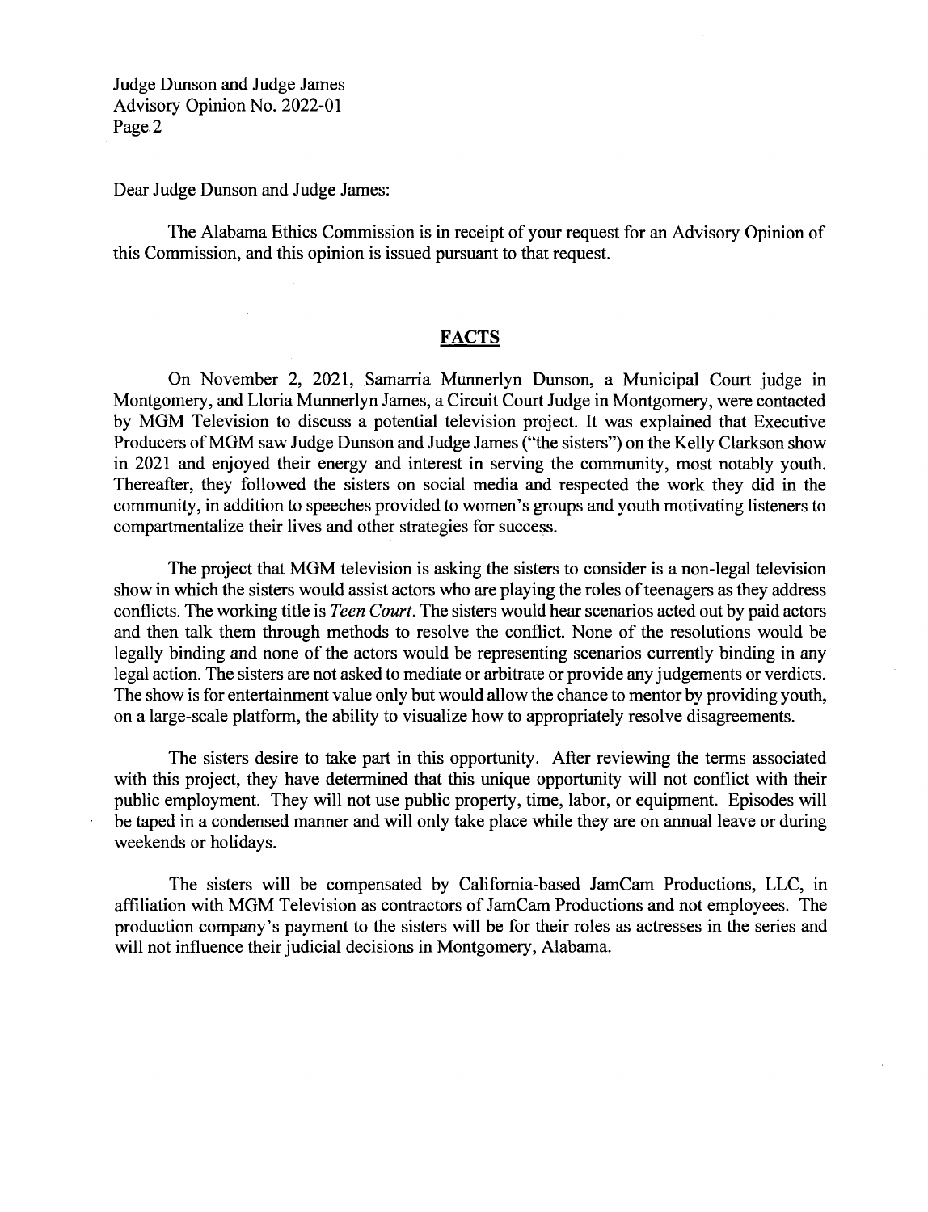Dear Judge Dunson and Judge James:

The Alabama Ethics Commission is in receipt of your request for an Advisory Opinion of this Commission, and this opinion is issued pursuant to that request.

## FACTS

On November 2, 2021, Samarria Munnerlyn Dunson, a Municipal Court judge in Montgomery, and Lloria Munnerlyn James, a Circuit Court Judge in Montgomery, were contacted by MGM Television to discuss a potential television project. It was explained that Executive Producers of MGM saw Judge Dunson and Judge James ("the sisters") on the Kelly Clarkson show in 2021 and enjoyed their energy and interest in serving the community, most notably youth. Thereafter, they followed the sisters on social media and respected the work they did in the community, in addition to speeches provided to women's groups and youth motivating listeners to compartmentalize their lives and other strategies for success.

The project that MGM television is asking the sisters to consider is a non-legal television show in which the sisters would assist actors who are playing the roles of teenagers as they address conflicts. The working title is *Teen Court*. The sisters would hear scenarios acted out by paid actors and then talk them through methods to resolve the conflict. None of the resolutions would be legally binding and none of the actors would be representing scenarios currently binding in any legal action. The sisters are not asked to mediate or arbitrate or provide any judgements or verdicts. The show is for entertainment value only but would allow the chance to mentor by providing youth, on a large-scale platform, the ability to visualize how to appropriately resolve disagreements.

The sisters desire to take part in this opportunity. After reviewing the terms associated with this project, they have determined that this unique opportunity will not conflict with their public employment. They will not use public property, time, labor, or equipment. Episodes will be taped in a condensed manner and will only take place while they are on annual leave or during weekends or holidays.

The sisters will be compensated by California-based JamCam Productions, LLC, in affiliation with MGM Television as contractors of JamCam Productions and not employees. The production company's payment to the sisters will be for their roles as actresses in the series and will not influence their judicial decisions in Montgomery, Alabama.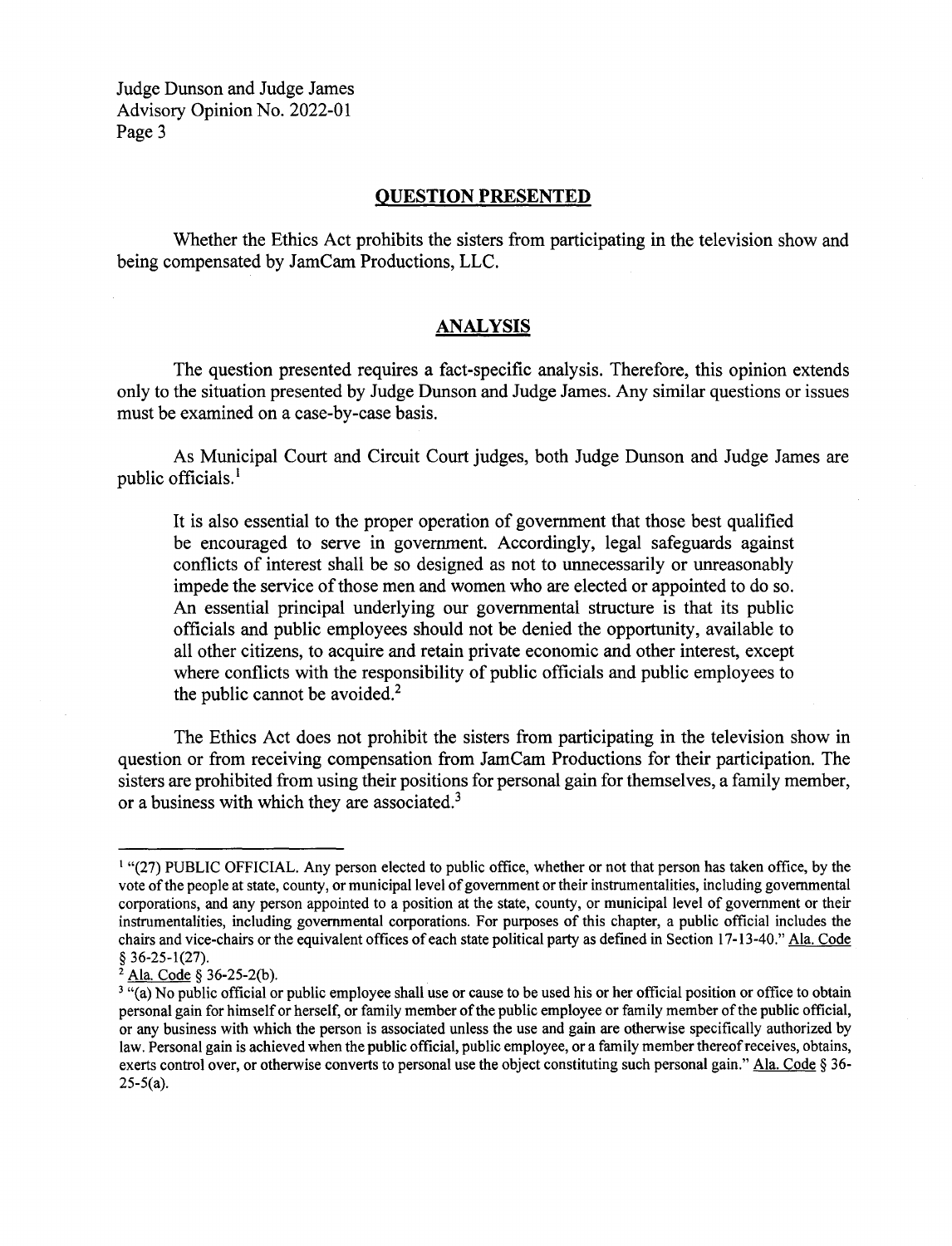## QUESTION PRESENTED

Whether the Ethics Act prohibits the sisters from participating in the television show and being compensated by JamCam Productions, LLC.

## ANALYSIS

The question presented requires a fact-specific analysis. Therefore, this opinion extends only to the situation presented by Judge Dunson and Judge James. Any similar questions or issues must be examined on a case-by-case basis.

As Municipal Court and Circuit Court judges, both Judge Dunson and Judge James are public officials.[1]

> It is also essential to the proper operation of government that those best qualified be encouraged to serve in government. Accordingly, legal safeguards against conflicts of interest shall be so designed as not to unnecessarily or unreasonably impede the service of those men and women who are elected or appointed to do so. An essential principal underlying our governmental structure is that its public officials and public employees should not be denied the opportunity, available to all other citizens, to acquire and retain private economic and other interest, except where conflicts with the responsibility of public officials and public employees to the public cannot be avoided.[2]

The Ethics Act does not prohibit the sisters from participating in the television show in question or from receiving compensation from JamCam Productions for their participation. The sisters are prohibited from using their positions for personal gain for themselves, a family member, or a business with which they are associated.[3]

---

[1] "(27) PUBLIC OFFICIAL. Any person elected to public office, whether or not that person has taken office, by the vote of the people at state, county, or municipal level of government or their instrumentalities, including governmental corporations, and any person appointed to a position at the state, county, or municipal level of government or their instrumentalities, including governmental corporations. For purposes of this chapter, a public official includes the chairs and vice-chairs or the equivalent offices of each state political party as defined in Section 17-13-40." Ala. Code § 36-25-1(27).

[2] Ala. Code § 36-25-2(b).

[3] "(a) No public official or public employee shall use or cause to be used his or her official position or office to obtain personal gain for himself or herself, or family member of the public employee or family member of the public official, or any business with which the person is associated unless the use and gain are otherwise specifically authorized by law. Personal gain is achieved when the public official, public employee, or a family member thereof receives, obtains, exerts control over, or otherwise converts to personal use the object constituting such personal gain." Ala. Code § 36-25-5(a).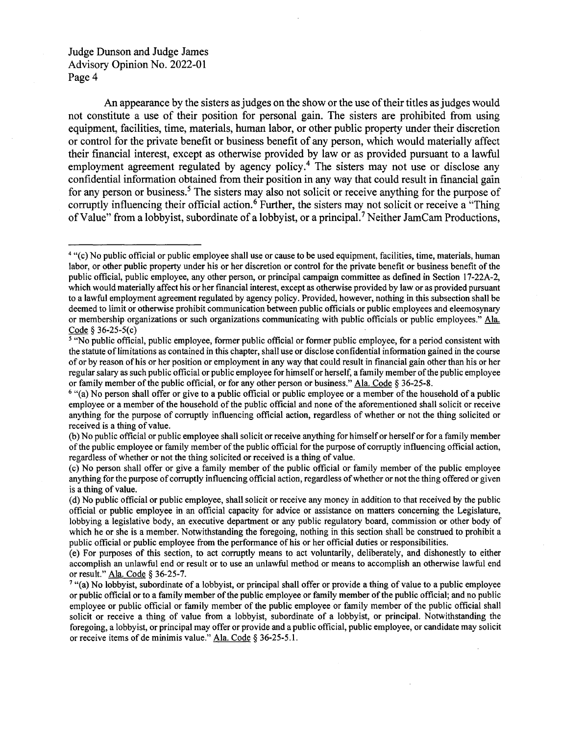An appearance by the sisters as judges on the show or the use of their titles as judges would not constitute a use of their position for personal gain. The sisters are prohibited from using equipment, facilities, time, materials, human labor, or other public property under their discretion or control for the private benefit or business benefit of any person, which would materially affect their financial interest, except as otherwise provided by law or as provided pursuant to a lawful employment agreement regulated by agency policy.[4] The sisters may not use or disclose any confidential information obtained from their position in any way that could result in financial gain for any person or business.[5] The sisters may also not solicit or receive anything for the purpose of corruptly influencing their official action.[6] Further, the sisters may not solicit or receive a "Thing of Value" from a lobbyist, subordinate of a lobbyist, or a principal.[7] Neither JamCam Productions,

---

[4] "(c) No public official or public employee shall use or cause to be used equipment, facilities, time, materials, human labor, or other public property under his or her discretion or control for the private benefit or business benefit of the public official, public employee, any other person, or principal campaign committee as defined in Section 17-22A-2, which would materially affect his or her financial interest, except as otherwise provided by law or as provided pursuant to a lawful employment agreement regulated by agency policy. Provided, however, nothing in this subsection shall be deemed to limit or otherwise prohibit communication between public officials or public employees and eleemosynary or membership organizations or such organizations communicating with public officials or public employees." Ala. Code § 36-25-5(c)

[5] "No public official, public employee, former public official or former public employee, for a period consistent with the statute of limitations as contained in this chapter, shall use or disclose confidential information gained in the course of or by reason of his or her position or employment in any way that could result in financial gain other than his or her regular salary as such public official or public employee for himself or herself, a family member of the public employee or family member of the public official, or for any other person or business." Ala. Code § 36-25-8.

[6] "(a) No person shall offer or give to a public official or public employee or a member of the household of a public employee or a member of the household of the public official and none of the aforementioned shall solicit or receive anything for the purpose of corruptly influencing official action, regardless of whether or not the thing solicited or received is a thing of value.

(b) No public official or public employee shall solicit or receive anything for himself or herself or for a family member of the public employee or family member of the public official for the purpose of corruptly influencing official action, regardless of whether or not the thing solicited or received is a thing of value.

(c) No person shall offer or give a family member of the public official or family member of the public employee anything for the purpose of corruptly influencing official action, regardless of whether or not the thing offered or given is a thing of value.

(d) No public official or public employee, shall solicit or receive any money in addition to that received by the public official or public employee in an official capacity for advice or assistance on matters concerning the Legislature, lobbying a legislative body, an executive department or any public regulatory board, commission or other body of which he or she is a member. Notwithstanding the foregoing, nothing in this section shall be construed to prohibit a public official or public employee from the performance of his or her official duties or responsibilities.

(e) For purposes of this section, to act corruptly means to act voluntarily, deliberately, and dishonestly to either accomplish an unlawful end or result or to use an unlawful method or means to accomplish an otherwise lawful end or result." Ala. Code § 36-25-7.

[7] "(a) No lobbyist, subordinate of a lobbyist, or principal shall offer or provide a thing of value to a public employee or public official or to a family member of the public employee or family member of the public official; and no public employee or public official or family member of the public employee or family member of the public official shall solicit or receive a thing of value from a lobbyist, subordinate of a lobbyist, or principal. Notwithstanding the foregoing, a lobbyist, or principal may offer or provide and a public official, public employee, or candidate may solicit or receive items of de minimis value." Ala. Code § 36-25-5.1.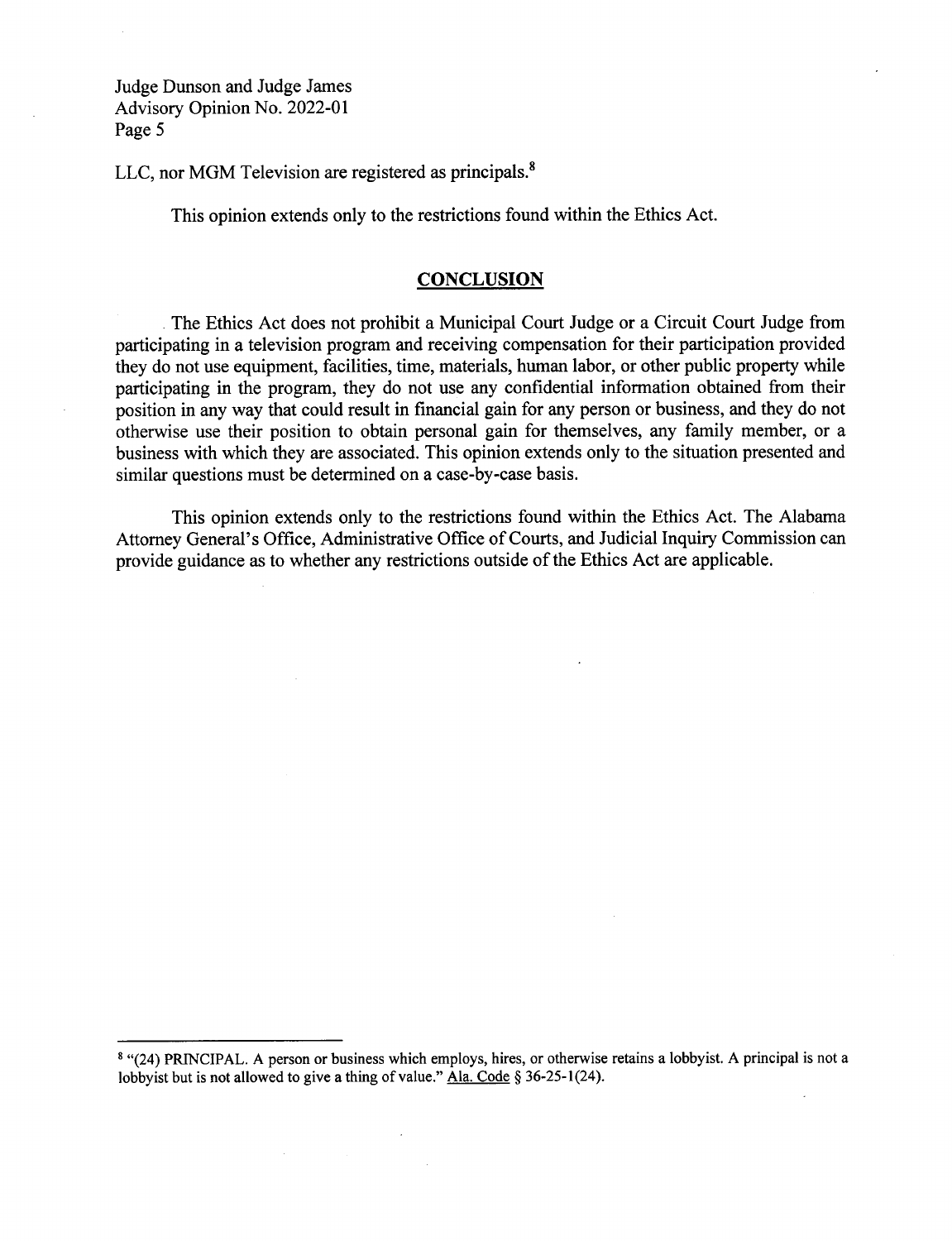LLC, nor MGM Television are registered as principals.[8]

This opinion extends only to the restrictions found within the Ethics Act.

## CONCLUSION

The Ethics Act does not prohibit a Municipal Court Judge or a Circuit Court Judge from participating in a television program and receiving compensation for their participation provided they do not use equipment, facilities, time, materials, human labor, or other public property while participating in the program, they do not use any confidential information obtained from their position in any way that could result in financial gain for any person or business, and they do not otherwise use their position to obtain personal gain for themselves, any family member, or a business with which they are associated. This opinion extends only to the situation presented and similar questions must be determined on a case-by-case basis.

This opinion extends only to the restrictions found within the Ethics Act. The Alabama Attorney General's Office, Administrative Office of Courts, and Judicial Inquiry Commission can provide guidance as to whether any restrictions outside of the Ethics Act are applicable.

---

[8] "(24) PRINCIPAL. A person or business which employs, hires, or otherwise retains a lobbyist. A principal is not a lobbyist but is not allowed to give a thing of value." Ala. Code § 36-25-1(24).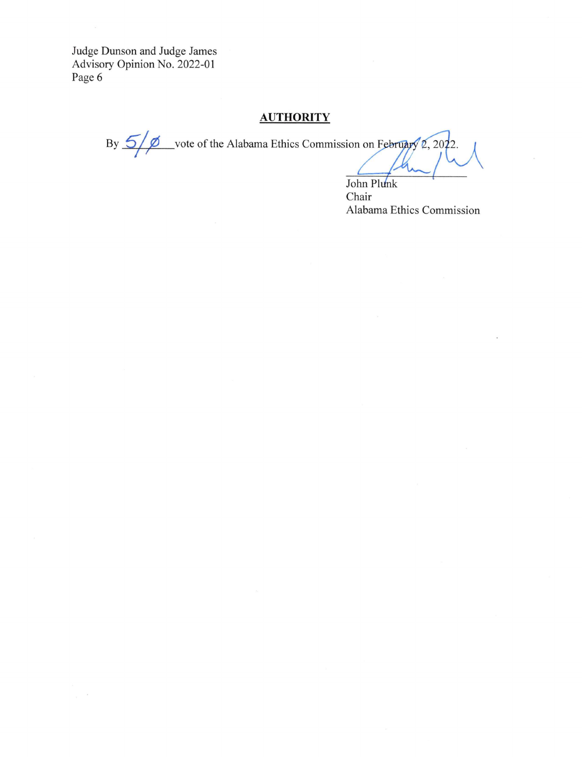## AUTHORITY

By 5/0 vote of the Alabama Ethics Commission on February 2, 2022.

John Plunk
Chair
Alabama Ethics Commission